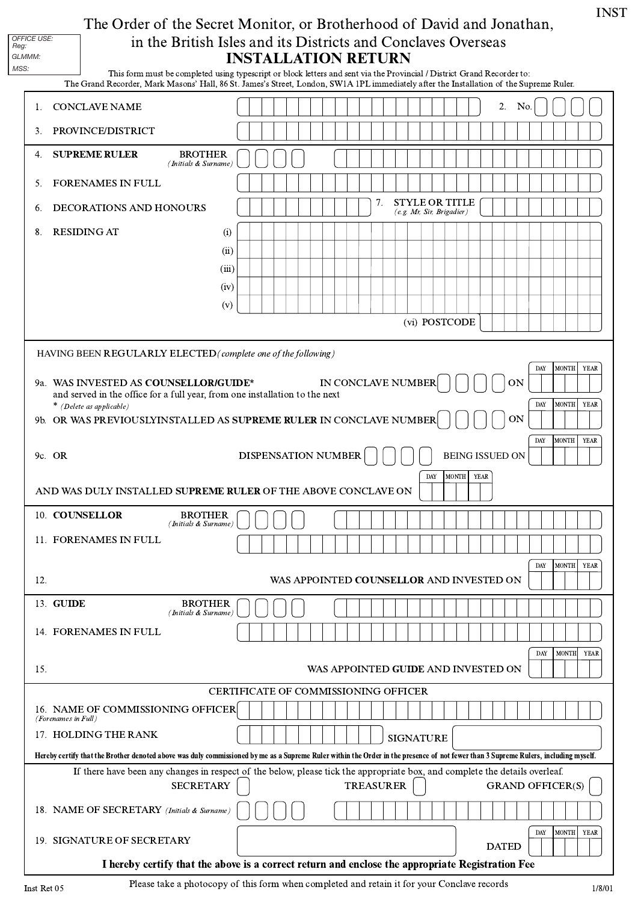INST

OFFICE USE:
Reg:
GLMMM:
MSS:

# The Order of the Secret Monitor, or Brotherhood of David and Jonathan, in the British Isles and its Districts and Conclaves Overseas

## INSTALLATION RETURN

This form must be completed using typescript or block letters and sent via the Provincial / District Grand Recorder to:
The Grand Recorder, Mark Masons' Hall, 86 St. James's Street, London, SW1A 1PL immediately after the Installation of the Supreme Ruler.

1. CONCLAVE NAME ____________________ 2. No. ____
3. PROVINCE/DISTRICT ____________________

4. **SUPREME RULER** BROTHER *(Initials & Surname)* ____ ____________________
5. FORENAMES IN FULL ____________________
6. DECORATIONS AND HONOURS ____________ 7. STYLE OR TITLE *(e.g. Mr, Sir, Brigadier)* ____________
8. RESIDING AT
   (i) ____________________
   (ii) ____________________
   (iii) ____________________
   (iv) ____________________
   (v) ____________________
   (vi) POSTCODE ____________

HAVING BEEN REGULARLY ELECTED *(complete one of the following)*

9a. WAS INVESTED AS **COUNSELLOR/GUIDE*** IN CONCLAVE NUMBER ____ ON DAY __ MONTH __ YEAR __
and served in the office for a full year, from one installation to the next
\* *(Delete as applicable)*

9b. OR WAS PREVIOUSLYINSTALLED AS **SUPREME RULER** IN CONCLAVE NUMBER ____ ON DAY __ MONTH __ YEAR __

9c. OR DISPENSATION NUMBER ____ BEING ISSUED ON DAY __ MONTH __ YEAR __

AND WAS DULY INSTALLED **SUPREME RULER** OF THE ABOVE CONCLAVE ON DAY __ MONTH __ YEAR __

10. **COUNSELLOR** BROTHER *(Initials & Surname)* ____ ____________________
11. FORENAMES IN FULL ____________________
12. WAS APPOINTED **COUNSELLOR** AND INVESTED ON DAY __ MONTH __ YEAR __

13. **GUIDE** BROTHER *(Initials & Surname)* ____ ____________________
14. FORENAMES IN FULL ____________________
15. WAS APPOINTED **GUIDE** AND INVESTED ON DAY __ MONTH __ YEAR __

### CERTIFICATE OF COMMISSIONING OFFICER

16. NAME OF COMMISSIONING OFFICER *(Forenames in Full)* ____________________
17. HOLDING THE RANK ____________ SIGNATURE ____________

**Hereby certify that the Brother denoted above was duly commissioned by me as a Supreme Ruler within the Order in the presence of not fewer than 3 Supreme Rulers, including myself.**

If there have been any changes in respect of the below, please tick the appropriate box, and complete the details overleaf.

SECRETARY ☐ TREASURER ☐ GRAND OFFICER(S) ☐

18. NAME OF SECRETARY *(Initials & Surname)* ____ ____________________
19. SIGNATURE OF SECRETARY ____________ DATED DAY __ MONTH __ YEAR __

**I hereby certify that the above is a correct return and enclose the appropriate Registration Fee**

Inst Ret 05 — Please take a photocopy of this form when completed and retain it for your Conclave records — 1/8/01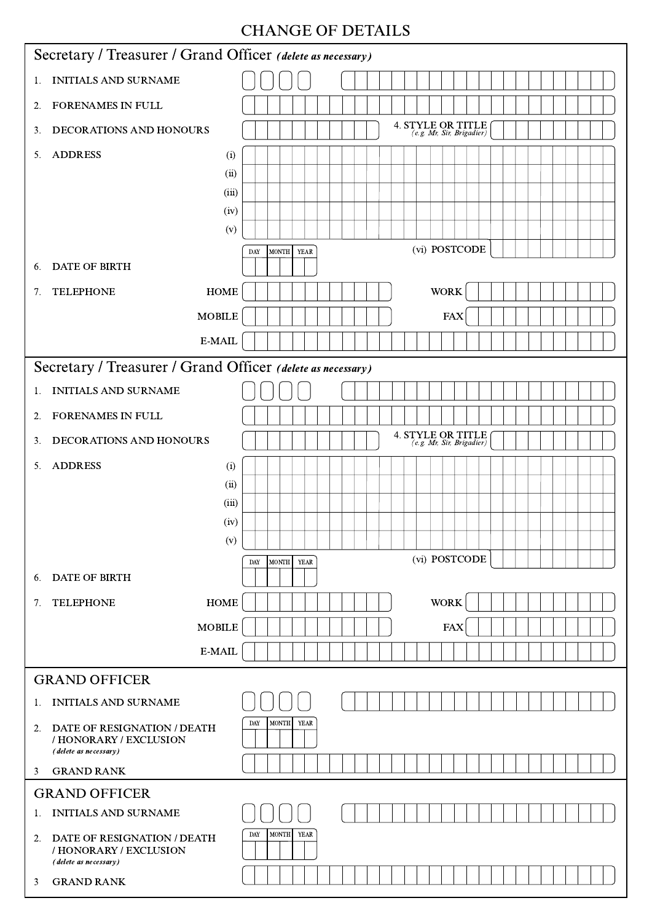# CHANGE OF DETAILS

## Secretary / Treasurer / Grand Officer *(delete as necessary)*

1. INITIALS AND SURNAME
2. FORENAMES IN FULL
3. DECORATIONS AND HONOURS

4. STYLE OR TITLE *(e.g. Mr, Sir, Brigadier)*

5. ADDRESS
   (i)
   (ii)
   (iii)
   (iv)
   (v)
   (vi) POSTCODE
6. DATE OF BIRTH — DAY | MONTH | YEAR
7. TELEPHONE
   HOME
   WORK
   MOBILE
   FAX
   E-MAIL

## Secretary / Treasurer / Grand Officer *(delete as necessary)*

1. INITIALS AND SURNAME
2. FORENAMES IN FULL
3. DECORATIONS AND HONOURS

4. STYLE OR TITLE *(e.g. Mr, Sir, Brigadier)*

5. ADDRESS
   (i)
   (ii)
   (iii)
   (iv)
   (v)
   (vi) POSTCODE
6. DATE OF BIRTH — DAY | MONTH | YEAR
7. TELEPHONE
   HOME
   WORK
   MOBILE
   FAX
   E-MAIL

## GRAND OFFICER

1. INITIALS AND SURNAME
2. DATE OF RESIGNATION / DEATH / HONORARY / EXCLUSION *(delete as necessary)* — DAY | MONTH | YEAR
3. GRAND RANK

## GRAND OFFICER

1. INITIALS AND SURNAME
2. DATE OF RESIGNATION / DEATH / HONORARY / EXCLUSION *(delete as necessary)* — DAY | MONTH | YEAR
3. GRAND RANK